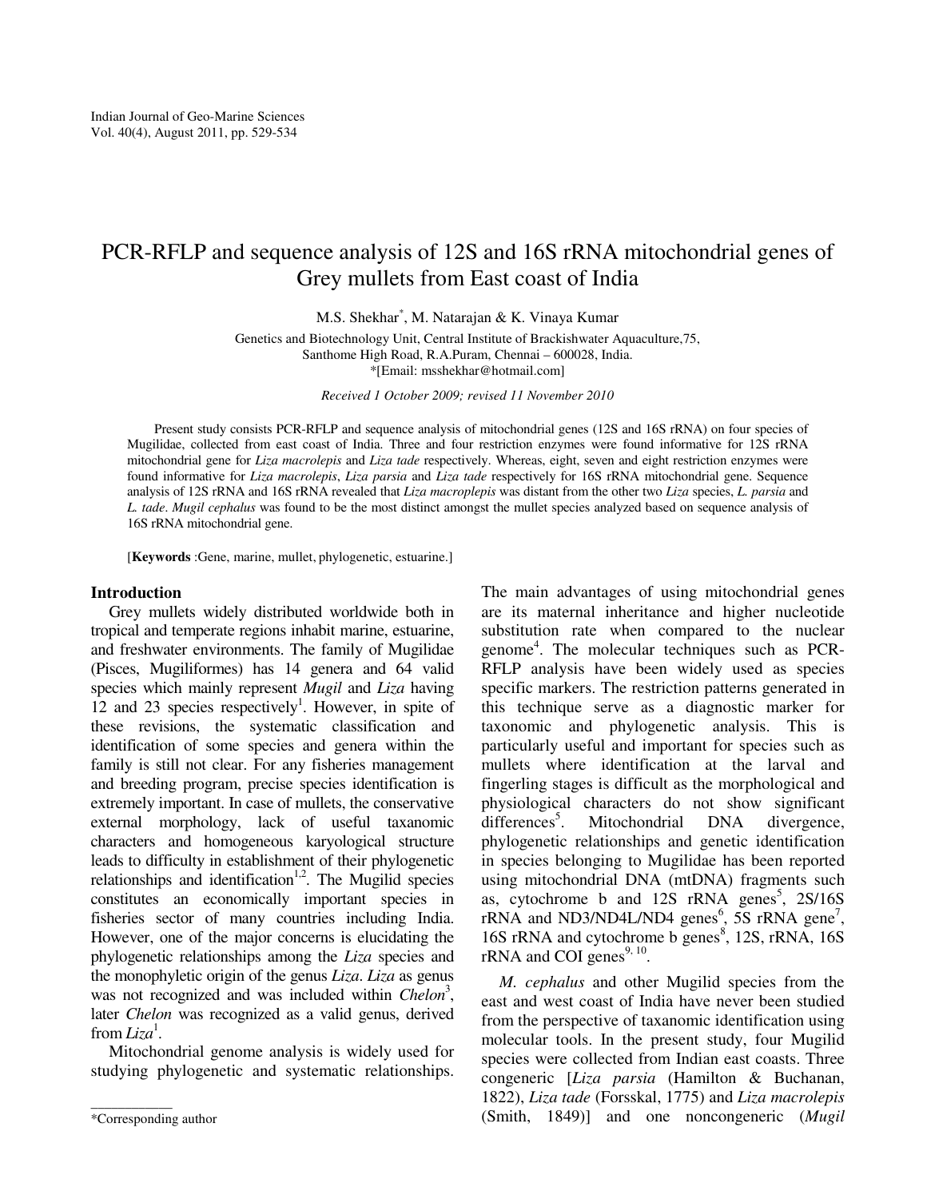# PCR-RFLP and sequence analysis of 12S and 16S rRNA mitochondrial genes of Grey mullets from East coast of India

M.S. Shekhar*, M. Natarajan & K. Vinaya Kumar

Genetics and Biotechnology Unit, Central Institute of Brackishwater Aquaculture,75, Santhome High Road, R.A.Puram, Chennai – 600028, India.
*[Email: msshekhar@hotmail.com]

*Received 1 October 2009; revised 11 November 2010*

Present study consists PCR-RFLP and sequence analysis of mitochondrial genes (12S and 16S rRNA) on four species of Mugilidae, collected from east coast of India. Three and four restriction enzymes were found informative for 12S rRNA mitochondrial gene for *Liza macrolepis* and *Liza tade* respectively. Whereas, eight, seven and eight restriction enzymes were found informative for *Liza macrolepis*, *Liza parsia* and *Liza tade* respectively for 16S rRNA mitochondrial gene. Sequence analysis of 12S rRNA and 16S rRNA revealed that *Liza macroplepis* was distant from the other two *Liza* species, *L. parsia* and *L. tade*. *Mugil cephalus* was found to be the most distinct amongst the mullet species analyzed based on sequence analysis of 16S rRNA mitochondrial gene.

[**Keywords** :Gene, marine, mullet, phylogenetic, estuarine.]

## Introduction

Grey mullets widely distributed worldwide both in tropical and temperate regions inhabit marine, estuarine, and freshwater environments. The family of Mugilidae (Pisces, Mugiliformes) has 14 genera and 64 valid species which mainly represent *Mugil* and *Liza* having 12 and 23 species respectively[1]. However, in spite of these revisions, the systematic classification and identification of some species and genera within the family is still not clear. For any fisheries management and breeding program, precise species identification is extremely important. In case of mullets, the conservative external morphology, lack of useful taxanomic characters and homogeneous karyological structure leads to difficulty in establishment of their phylogenetic relationships and identification[1,2]. The Mugilid species constitutes an economically important species in fisheries sector of many countries including India. However, one of the major concerns is elucidating the phylogenetic relationships among the *Liza* species and the monophyletic origin of the genus *Liza*. *Liza* as genus was not recognized and was included within *Chelon*[3], later *Chelon* was recognized as a valid genus, derived from *Liza*[1].

Mitochondrial genome analysis is widely used for studying phylogenetic and systematic relationships. The main advantages of using mitochondrial genes are its maternal inheritance and higher nucleotide substitution rate when compared to the nuclear genome[4]. The molecular techniques such as PCR-RFLP analysis have been widely used as species specific markers. The restriction patterns generated in this technique serve as a diagnostic marker for taxonomic and phylogenetic analysis. This is particularly useful and important for species such as mullets where identification at the larval and fingerling stages is difficult as the morphological and physiological characters do not show significant differences[5]. Mitochondrial DNA divergence, phylogenetic relationships and genetic identification in species belonging to Mugilidae has been reported using mitochondrial DNA (mtDNA) fragments such as, cytochrome b and 12S rRNA genes[5], 2S/16S rRNA and ND3/ND4L/ND4 genes[6], 5S rRNA gene[7], 16S rRNA and cytochrome b genes[8], 12S, rRNA, 16S rRNA and COI genes[9, 10].

*M. cephalus* and other Mugilid species from the east and west coast of India have never been studied from the perspective of taxonomic identification using molecular tools. In the present study, four Mugilid species were collected from Indian east coasts. Three congeneric [*Liza parsia* (Hamilton & Buchanan, 1822), *Liza tade* (Forsskal, 1775) and *Liza macrolepis* (Smith, 1849)] and one noncongeneric (*Mugil*

*Corresponding author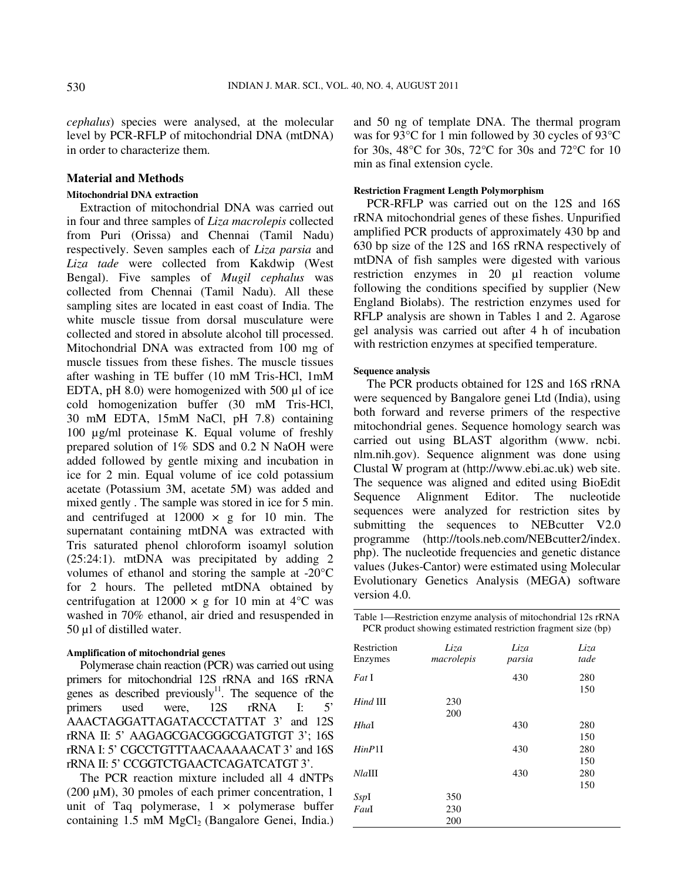*cephalus*) species were analysed, at the molecular level by PCR-RFLP of mitochondrial DNA (mtDNA) in order to characterize them.

## Material and Methods

### Mitochondrial DNA extraction

Extraction of mitochondrial DNA was carried out in four and three samples of *Liza macrolepis* collected from Puri (Orissa) and Chennai (Tamil Nadu) respectively. Seven samples each of *Liza parsia* and *Liza tade* were collected from Kakdwip (West Bengal). Five samples of *Mugil cephalus* was collected from Chennai (Tamil Nadu). All these sampling sites are located in east coast of India. The white muscle tissue from dorsal musculature were collected and stored in absolute alcohol till processed. Mitochondrial DNA was extracted from 100 mg of muscle tissues from these fishes. The muscle tissues after washing in TE buffer (10 mM Tris-HCl, 1mM EDTA, pH 8.0) were homogenized with 500 µl of ice cold homogenization buffer (30 mM Tris-HCl, 30 mM EDTA, 15mM NaCl, pH 7.8) containing 100 µg/ml proteinase K. Equal volume of freshly prepared solution of 1% SDS and 0.2 N NaOH were added followed by gentle mixing and incubation in ice for 2 min. Equal volume of ice cold potassium acetate (Potassium 3M, acetate 5M) was added and mixed gently . The sample was stored in ice for 5 min. and centrifuged at 12000 × g for 10 min. The supernatant containing mtDNA was extracted with Tris saturated phenol chloroform isoamyl solution (25:24:1). mtDNA was precipitated by adding 2 volumes of ethanol and storing the sample at -20°C for 2 hours. The pelleted mtDNA obtained by centrifugation at 12000 × g for 10 min at 4°C was washed in 70% ethanol, air dried and resuspended in 50 µl of distilled water.

### Amplification of mitochondrial genes

Polymerase chain reaction (PCR) was carried out using primers for mitochondrial 12S rRNA and 16S rRNA genes as described previously[11]. The sequence of the primers used were, 12S rRNA I: 5' AAACTAGGATTAGATACCCTATTAT 3' and 12S rRNA II: 5' AAGAGCGACGGGCGATGTGT 3'; 16S rRNA I: 5' CGCCTGTTTAACAAAAACAT 3' and 16S rRNA II: 5' CCGGTCTGAACTCAGATCATGT 3'.

The PCR reaction mixture included all 4 dNTPs (200 µM), 30 pmoles of each primer concentration, 1 unit of Taq polymerase, 1 × polymerase buffer containing 1.5 mM $MgCl_2$ (Bangalore Genei, India.) and 50 ng of template DNA. The thermal program was for 93°C for 1 min followed by 30 cycles of 93°C for 30s, 48°C for 30s, 72°C for 30s and 72°C for 10 min as final extension cycle.

### Restriction Fragment Length Polymorphism

PCR-RFLP was carried out on the 12S and 16S rRNA mitochondrial genes of these fishes. Unpurified amplified PCR products of approximately 430 bp and 630 bp size of the 12S and 16S rRNA respectively of mtDNA of fish samples were digested with various restriction enzymes in 20 µl reaction volume following the conditions specified by supplier (New England Biolabs). The restriction enzymes used for RFLP analysis are shown in Tables 1 and 2. Agarose gel analysis was carried out after 4 h of incubation with restriction enzymes at specified temperature.

### Sequence analysis

The PCR products obtained for 12S and 16S rRNA were sequenced by Bangalore genei Ltd (India), using both forward and reverse primers of the respective mitochondrial genes. Sequence homology search was carried out using BLAST algorithm (www. ncbi. nlm.nih.gov). Sequence alignment was done using Clustal W program at (http://www.ebi.ac.uk) web site. The sequence was aligned and edited using BioEdit Sequence Alignment Editor. The nucleotide sequences were analyzed for restriction sites by submitting the sequences to NEBcutter V2.0 programme (http://tools.neb.com/NEBcutter2/index. php). The nucleotide frequencies and genetic distance values (Jukes-Cantor) were estimated using Molecular Evolutionary Genetics Analysis (MEGA) software version 4.0.

Table 1—Restriction enzyme analysis of mitochondrial 12s rRNA PCR product showing estimated restriction fragment size (bp)

| Restriction Enzymes | *Liza macrolepis* | *Liza parsia* | *Liza tade* |
|---|---|---|---|
| *Fat* I | | 430 | 280<br>150 |
| *Hind* III | 230<br>200 | | |
| *Hha*I | | 430 | 280<br>150 |
| *HinP*1I | | 430 | 280<br>150 |
| *Nla*III | | 430 | 280<br>150 |
| *Ssp*I | 350 | | |
| *Fau*I | 230<br>200 | | |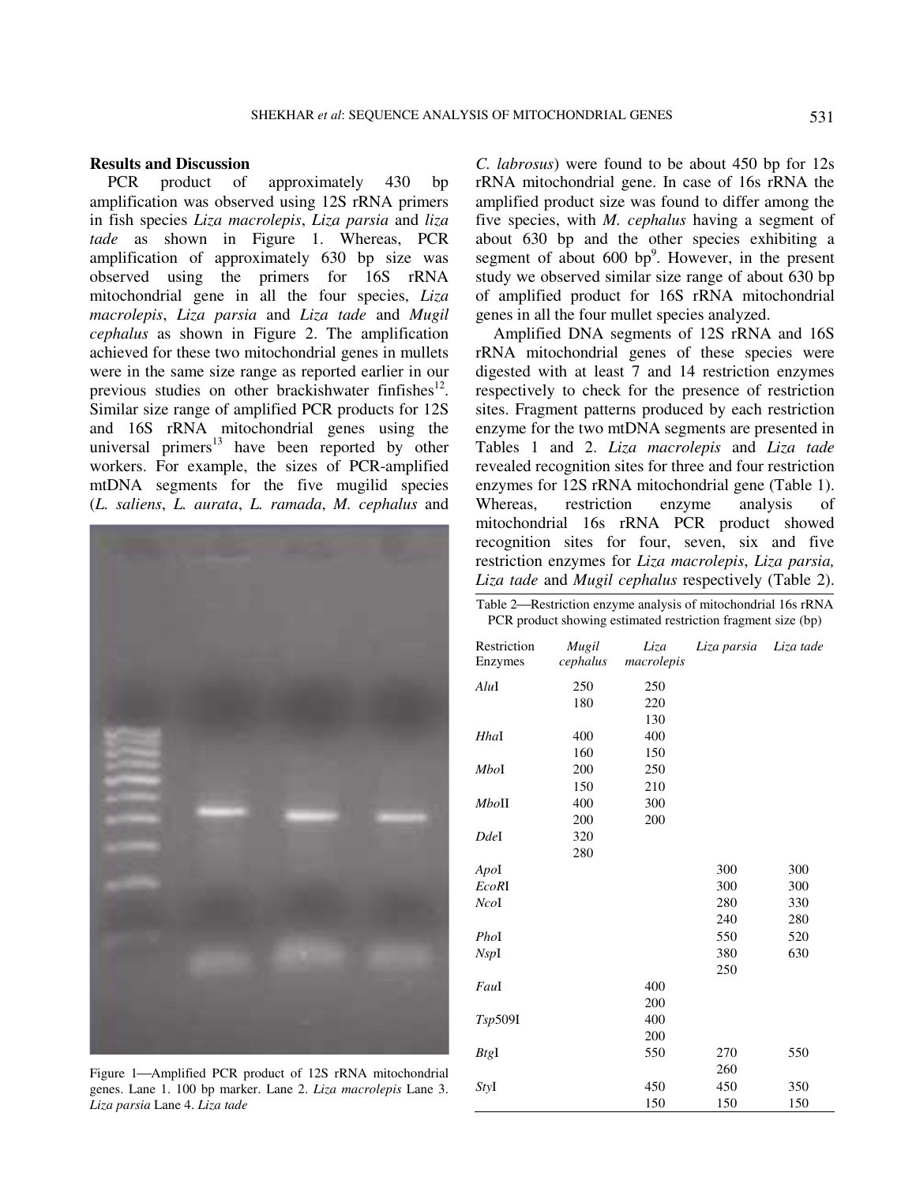## Results and Discussion

PCR product of approximately 430 bp amplification was observed using 12S rRNA primers in fish species *Liza macrolepis*, *Liza parsia* and *liza tade* as shown in Figure 1. Whereas, PCR amplification of approximately 630 bp size was observed using the primers for 16S rRNA mitochondrial gene in all the four species, *Liza macrolepis*, *Liza parsia* and *Liza tade* and *Mugil cephalus* as shown in Figure 2. The amplification achieved for these two mitochondrial genes in mullets were in the same size range as reported earlier in our previous studies on other brackishwater finfishes[12]. Similar size range of amplified PCR products for 12S and 16S rRNA mitochondrial genes using the universal primers[13] have been reported by other workers. For example, the sizes of PCR-amplified mtDNA segments for the five mugilid species (*L. saliens*, *L. aurata*, *L. ramada*, *M. cephalus* and *C. labrosus*) were found to be about 450 bp for 12s rRNA mitochondrial gene. In case of 16s rRNA the amplified product size was found to differ among the five species, with *M. cephalus* having a segment of about 630 bp and the other species exhibiting a segment of about 600 bp[9]. However, in the present study we observed similar size range of about 630 bp of amplified product for 16S rRNA mitochondrial genes in all the four mullet species analyzed.

Figure 1—Amplified PCR product of 12S rRNA mitochondrial genes. Lane 1. 100 bp marker. Lane 2. *Liza macrolepis* Lane 3. *Liza parsia* Lane 4. *Liza tade*

Amplified DNA segments of 12S rRNA and 16S rRNA mitochondrial genes of these species were digested with at least 7 and 14 restriction enzymes respectively to check for the presence of restriction sites. Fragment patterns produced by each restriction enzyme for the two mtDNA segments are presented in Tables 1 and 2. *Liza macrolepis* and *Liza tade* revealed recognition sites for three and four restriction enzymes for 12S rRNA mitochondrial gene (Table 1). Whereas, restriction enzyme analysis of mitochondrial 16s rRNA PCR product showed recognition sites for four, seven, six and five restriction enzymes for *Liza macrolepis*, *Liza parsia, Liza tade* and *Mugil cephalus* respectively (Table 2).

Table 2—Restriction enzyme analysis of mitochondrial 16s rRNA PCR product showing estimated restriction fragment size (bp)

| Restriction Enzymes | *Mugil cephalus* | *Liza macrolepis* | *Liza parsia* | *Liza tade* |
|---|---|---|---|---|
| *Alu*I | 250 | 250 | | |
| | 180 | 220 | | |
| | | 130 | | |
| *Hha*I | 400 | 400 | | |
| | 160 | 150 | | |
| *Mbo*I | 200 | 250 | | |
| | 150 | 210 | | |
| *Mbo*II | 400 | 300 | | |
| | 200 | 200 | | |
| *Dde*I | 320 | | | |
| | 280 | | | |
| *Apo*I | | | 300 | 300 |
| *EcoR*I | | | 300 | 300 |
| *Nco*I | | | 280 | 330 |
| | | | 240 | 280 |
| *Pho*I | | | 550 | 520 |
| *Nsp*I | | | 380 | 630 |
| | | | 250 | |
| *Fau*I | | 400 | | |
| | | 200 | | |
| *Tsp*509I | | 400 | | |
| | | 200 | | |
| *Btg*I | | 550 | 270 | 550 |
| | | | 260 | |
| *Sty*I | | 450 | 450 | 350 |
| | | 150 | 150 | 150 |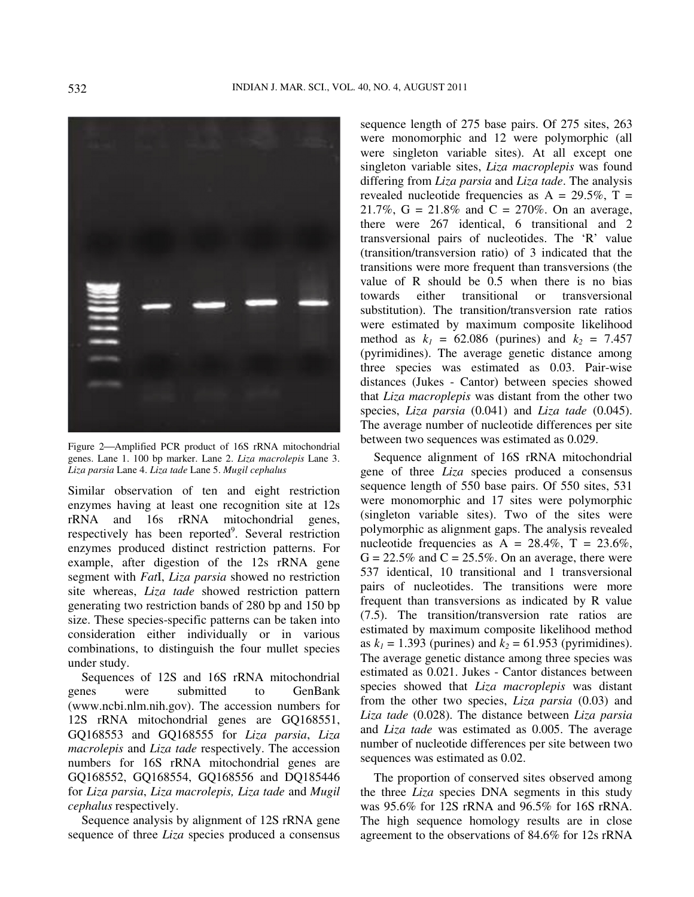Figure 2—Amplified PCR product of 16S rRNA mitochondrial genes. Lane 1. 100 bp marker. Lane 2. *Liza macrolepis* Lane 3. *Liza parsia* Lane 4. *Liza tade* Lane 5. *Mugil cephalus*

Similar observation of ten and eight restriction enzymes having at least one recognition site at 12s rRNA and 16s rRNA mitochondrial genes, respectively has been reported[9]. Several restriction enzymes produced distinct restriction patterns. For example, after digestion of the 12s rRNA gene segment with *Fat*I, *Liza parsia* showed no restriction site whereas, *Liza tade* showed restriction pattern generating two restriction bands of 280 bp and 150 bp size. These species-specific patterns can be taken into consideration either individually or in various combinations, to distinguish the four mullet species under study.

Sequences of 12S and 16S rRNA mitochondrial genes were submitted to GenBank (www.ncbi.nlm.nih.gov). The accession numbers for 12S rRNA mitochondrial genes are GQ168551, GQ168553 and GQ168555 for *Liza parsia*, *Liza macrolepis* and *Liza tade* respectively. The accession numbers for 16S rRNA mitochondrial genes are GQ168552, GQ168554, GQ168556 and DQ185446 for *Liza parsia*, *Liza macrolepis, Liza tade* and *Mugil cephalus* respectively.

Sequence analysis by alignment of 12S rRNA gene sequence of three *Liza* species produced a consensus sequence length of 275 base pairs. Of 275 sites, 263 were monomorphic and 12 were polymorphic (all were singleton variable sites). At all except one singleton variable sites, *Liza macroplepis* was found differing from *Liza parsia* and *Liza tade*. The analysis revealed nucleotide frequencies as A = 29.5%, T = 21.7%, G = 21.8% and C = 270%. On an average, there were 267 identical, 6 transitional and 2 transversional pairs of nucleotides. The 'R' value (transition/transversion ratio) of 3 indicated that the transitions were more frequent than transversions (the value of R should be 0.5 when there is no bias towards either transitional or transversional substitution). The transition/transversion rate ratios were estimated by maximum composite likelihood method as $k_1$ = 62.086 (purines) and $k_2$ = 7.457 (pyrimidines). The average genetic distance among three species was estimated as 0.03. Pair-wise distances (Jukes - Cantor) between species showed that *Liza macroplepis* was distant from the other two species, *Liza parsia* (0.041) and *Liza tade* (0.045). The average number of nucleotide differences per site between two sequences was estimated as 0.029.

Sequence alignment of 16S rRNA mitochondrial gene of three *Liza* species produced a consensus sequence length of 550 base pairs. Of 550 sites, 531 were monomorphic and 17 sites were polymorphic (singleton variable sites). Two of the sites were polymorphic as alignment gaps. The analysis revealed nucleotide frequencies as A = 28.4%, T = 23.6%, G = 22.5% and C = 25.5%. On an average, there were 537 identical, 10 transitional and 1 transversional pairs of nucleotides. The transitions were more frequent than transversions as indicated by R value (7.5). The transition/transversion rate ratios are estimated by maximum composite likelihood method as $k_1$ = 1.393 (purines) and $k_2$ = 61.953 (pyrimidines). The average genetic distance among three species was estimated as 0.021. Jukes - Cantor distances between species showed that *Liza macroplepis* was distant from the other two species, *Liza parsia* (0.03) and *Liza tade* (0.028). The distance between *Liza parsia* and *Liza tade* was estimated as 0.005. The average number of nucleotide differences per site between two sequences was estimated as 0.02.

The proportion of conserved sites observed among the three *Liza* species DNA segments in this study was 95.6% for 12S rRNA and 96.5% for 16S rRNA. The high sequence homology results are in close agreement to the observations of 84.6% for 12s rRNA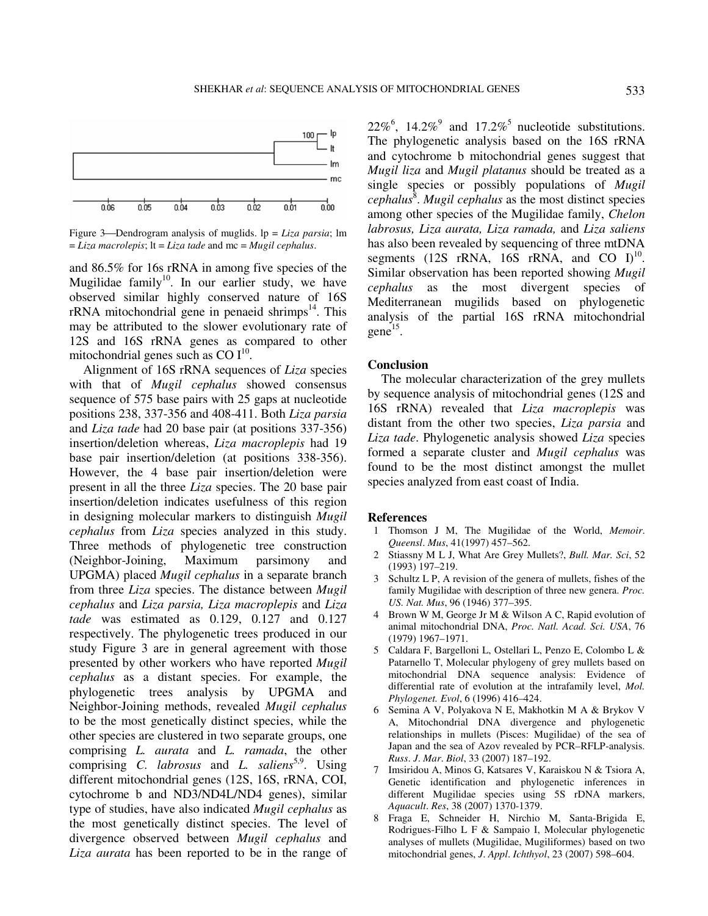Figure 3—Dendrogram analysis of muglids. lp = *Liza parsia*; lm = *Liza macrolepis*; lt = *Liza tade* and mc = *Mugil cephalus*.

and 86.5% for 16s rRNA in among five species of the Mugilidae family[10]. In our earlier study, we have observed similar highly conserved nature of 16S rRNA mitochondrial gene in penaeid shrimps[14]. This may be attributed to the slower evolutionary rate of 12S and 16S rRNA genes as compared to other mitochondrial genes such as CO I[10].

Alignment of 16S rRNA sequences of *Liza* species with that of *Mugil cephalus* showed consensus sequence of 575 base pairs with 25 gaps at nucleotide positions 238, 337-356 and 408-411. Both *Liza parsia* and *Liza tade* had 20 base pair (at positions 337-356) insertion/deletion whereas, *Liza macroplepis* had 19 base pair insertion/deletion (at positions 338-356). However, the 4 base pair insertion/deletion were present in all the three *Liza* species. The 20 base pair insertion/deletion indicates usefulness of this region in designing molecular markers to distinguish *Mugil cephalus* from *Liza* species analyzed in this study. Three methods of phylogenetic tree construction (Neighbor-Joining, Maximum parsimony and UPGMA) placed *Mugil cephalus* in a separate branch from three *Liza* species. The distance between *Mugil cephalus* and *Liza parsia, Liza macroplepis* and *Liza tade* was estimated as 0.129, 0.127 and 0.127 respectively. The phylogenetic trees produced in our study Figure 3 are in general agreement with those presented by other workers who have reported *Mugil cephalus* as a distant species. For example, the phylogenetic trees analysis by UPGMA and Neighbor-Joining methods, revealed *Mugil cephalus* to be the most genetically distinct species, while the other species are clustered in two separate groups, one comprising *L. aurata* and *L. ramada*, the other comprising *C. labrosus* and *L. saliens*[5,9]. Using different mitochondrial genes (12S, 16S, rRNA, COI, cytochrome b and ND3/ND4L/ND4 genes), similar type of studies, have also indicated *Mugil cephalus* as the most genetically distinct species. The level of divergence observed between *Mugil cephalus* and *Liza aurata* has been reported to be in the range of 22%[6], 14.2%[9] and 17.2%[5] nucleotide substitutions. The phylogenetic analysis based on the 16S rRNA and cytochrome b mitochondrial genes suggest that *Mugil liza* and *Mugil platanus* should be treated as a single species or possibly populations of *Mugil cephalus*[8]. *Mugil cephalus* as the most distinct species among other species of the Mugilidae family, *Chelon labrosus, Liza aurata, Liza ramada,* and *Liza saliens* has also been revealed by sequencing of three mtDNA segments (12S rRNA, 16S rRNA, and CO I)[10]. Similar observation has been reported showing *Mugil cephalus* as the most divergent species of Mediterranean mugilids based on phylogenetic analysis of the partial 16S rRNA mitochondrial gene[15].

## Conclusion

The molecular characterization of the grey mullets by sequence analysis of mitochondrial genes (12S and 16S rRNA) revealed that *Liza macroplepis* was distant from the other two species, *Liza parsia* and *Liza tade*. Phylogenetic analysis showed *Liza* species formed a separate cluster and *Mugil cephalus* was found to be the most distinct amongst the mullet species analyzed from east coast of India.

## References

1. Thomson J M, The Mugilidae of the World, *Memoir. Queensl. Mus*, 41(1997) 457–562.
2. Stiassny M L J, What Are Grey Mullets?, *Bull. Mar. Sci*, 52 (1993) 197–219.
3. Schultz L P, A revision of the genera of mullets, fishes of the family Mugilidae with description of three new genera. *Proc. US. Nat. Mus*, 96 (1946) 377–395.
4. Brown W M, George Jr M & Wilson A C, Rapid evolution of animal mitochondrial DNA, *Proc. Natl. Acad. Sci. USA*, 76 (1979) 1967–1971.
5. Caldara F, Bargelloni L, Ostellari L, Penzo E, Colombo L & Patarnello T, Molecular phylogeny of grey mullets based on mitochondrial DNA sequence analysis: Evidence of differential rate of evolution at the intrafamily level, *Mol. Phylogenet. Evol*, 6 (1996) 416–424.
6. Semina A V, Polyakova N E, Makhotkin M A & Brykov V A, Mitochondrial DNA divergence and phylogenetic relationships in mullets (Pisces: Mugilidae) of the sea of Japan and the sea of Azov revealed by PCR–RFLP-analysis. *Russ. J. Mar. Biol*, 33 (2007) 187–192.
7. Imsiridou A, Minos G, Katsares V, Karaiskou N & Tsiora A, Genetic identification and phylogenetic inferences in different Mugilidae species using 5S rDNA markers, *Aquacult. Res*, 38 (2007) 1370-1379.
8. Fraga E, Schneider H, Nirchio M, Santa-Brigida E, Rodrigues-Filho L F & Sampaio I, Molecular phylogenetic analyses of mullets (Mugilidae, Mugiliformes) based on two mitochondrial genes, *J. Appl. Ichthyol*, 23 (2007) 598–604.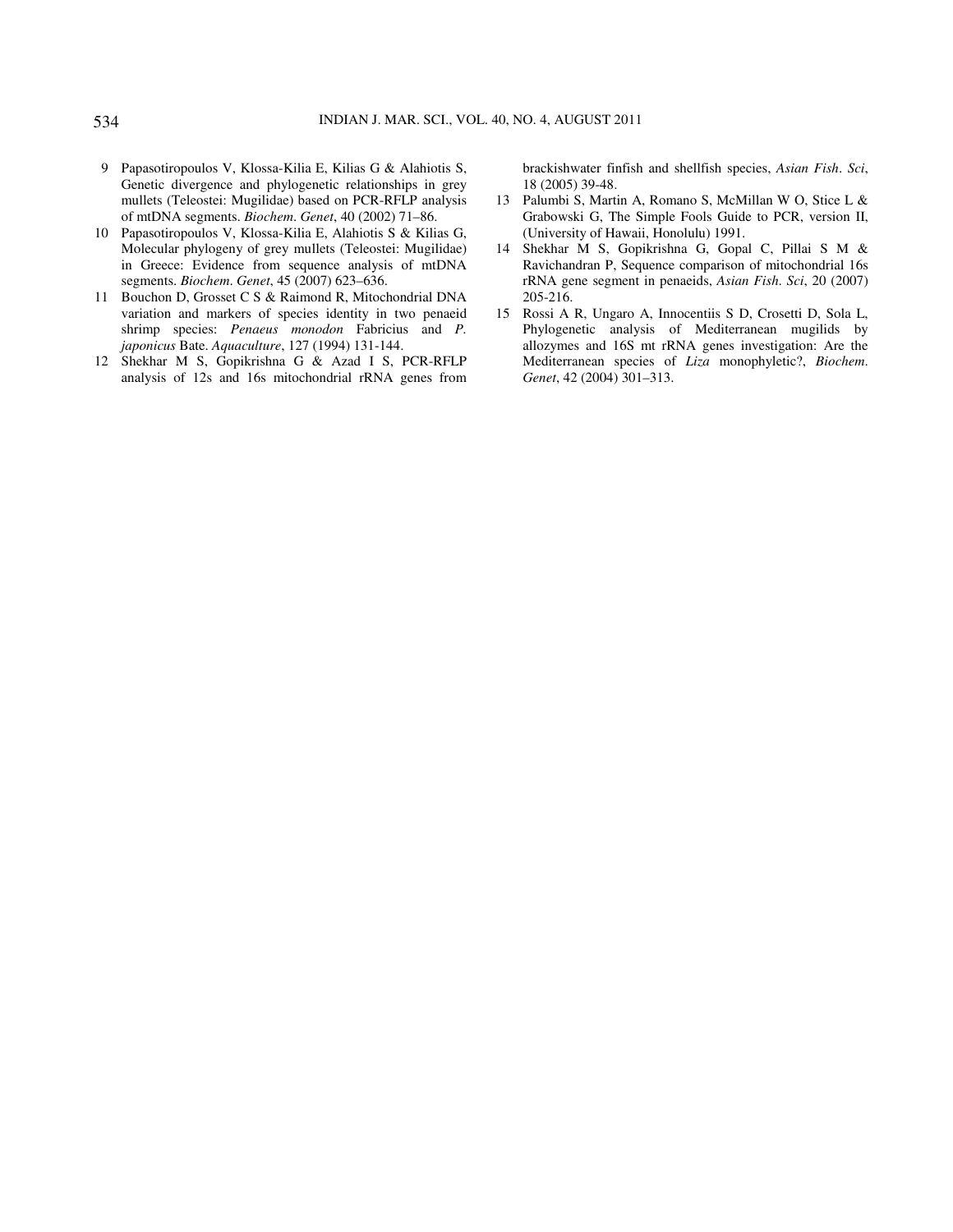9. Papasotiropoulos V, Klossa-Kilia E, Kilias G & Alahiotis S, Genetic divergence and phylogenetic relationships in grey mullets (Teleostei: Mugilidae) based on PCR-RFLP analysis of mtDNA segments. *Biochem. Genet*, 40 (2002) 71–86.
10. Papasotiropoulos V, Klossa-Kilia E, Alahiotis S & Kilias G, Molecular phylogeny of grey mullets (Teleostei: Mugilidae) in Greece: Evidence from sequence analysis of mtDNA segments. *Biochem. Genet*, 45 (2007) 623–636.
11. Bouchon D, Grosset C S & Raimond R, Mitochondrial DNA variation and markers of species identity in two penaeid shrimp species: *Penaeus monodon* Fabricius and *P. japonicus* Bate. *Aquaculture*, 127 (1994) 131-144.
12. Shekhar M S, Gopikrishna G & Azad I S, PCR-RFLP analysis of 12s and 16s mitochondrial rRNA genes from brackishwater finfish and shellfish species, *Asian Fish. Sci*, 18 (2005) 39-48.
13. Palumbi S, Martin A, Romano S, McMillan W O, Stice L & Grabowski G, The Simple Fools Guide to PCR, version II, (University of Hawaii, Honolulu) 1991.
14. Shekhar M S, Gopikrishna G, Gopal C, Pillai S M & Ravichandran P, Sequence comparison of mitochondrial 16s rRNA gene segment in penaeids, *Asian Fish. Sci*, 20 (2007) 205-216.
15. Rossi A R, Ungaro A, Innocentiis S D, Crosetti D, Sola L, Phylogenetic analysis of Mediterranean mugilids by allozymes and 16S mt rRNA genes investigation: Are the Mediterranean species of *Liza* monophyletic?, *Biochem. Genet*, 42 (2004) 301–313.